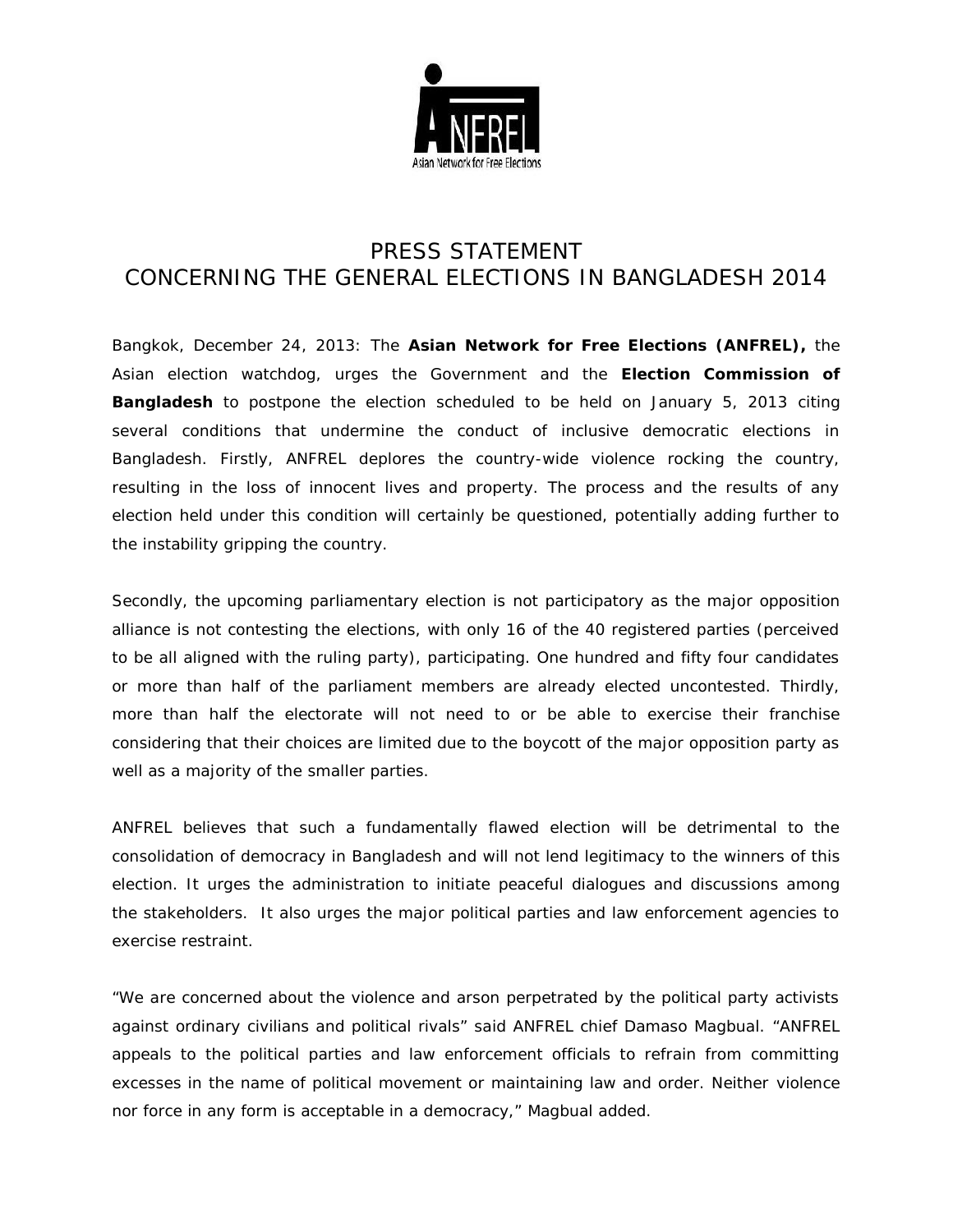# PRESS STATEMENT
# CONCERNING THE GENERAL ELECTIONS IN BANGLADESH 2014

Bangkok, December 24, 2013: The **Asian Network for Free Elections (ANFREL),** the Asian election watchdog, urges the Government and the **Election Commission of Bangladesh** to postpone the election scheduled to be held on January 5, 2013 citing several conditions that undermine the conduct of inclusive democratic elections in Bangladesh. Firstly, ANFREL deplores the country-wide violence rocking the country, resulting in the loss of innocent lives and property. The process and the results of any election held under this condition will certainly be questioned, potentially adding further to the instability gripping the country.

Secondly, the upcoming parliamentary election is not participatory as the major opposition alliance is not contesting the elections, with only 16 of the 40 registered parties (perceived to be all aligned with the ruling party), participating. One hundred and fifty four candidates or more than half of the parliament members are already elected uncontested. Thirdly, more than half the electorate will not need to or be able to exercise their franchise considering that their choices are limited due to the boycott of the major opposition party as well as a majority of the smaller parties.

ANFREL believes that such a fundamentally flawed election will be detrimental to the consolidation of democracy in Bangladesh and will not lend legitimacy to the winners of this election. It urges the administration to initiate peaceful dialogues and discussions among the stakeholders. It also urges the major political parties and law enforcement agencies to exercise restraint.

"We are concerned about the violence and arson perpetrated by the political party activists against ordinary civilians and political rivals" said ANFREL chief Damaso Magbual. "ANFREL appeals to the political parties and law enforcement officials to refrain from committing excesses in the name of political movement or maintaining law and order. Neither violence nor force in any form is acceptable in a democracy," Magbual added.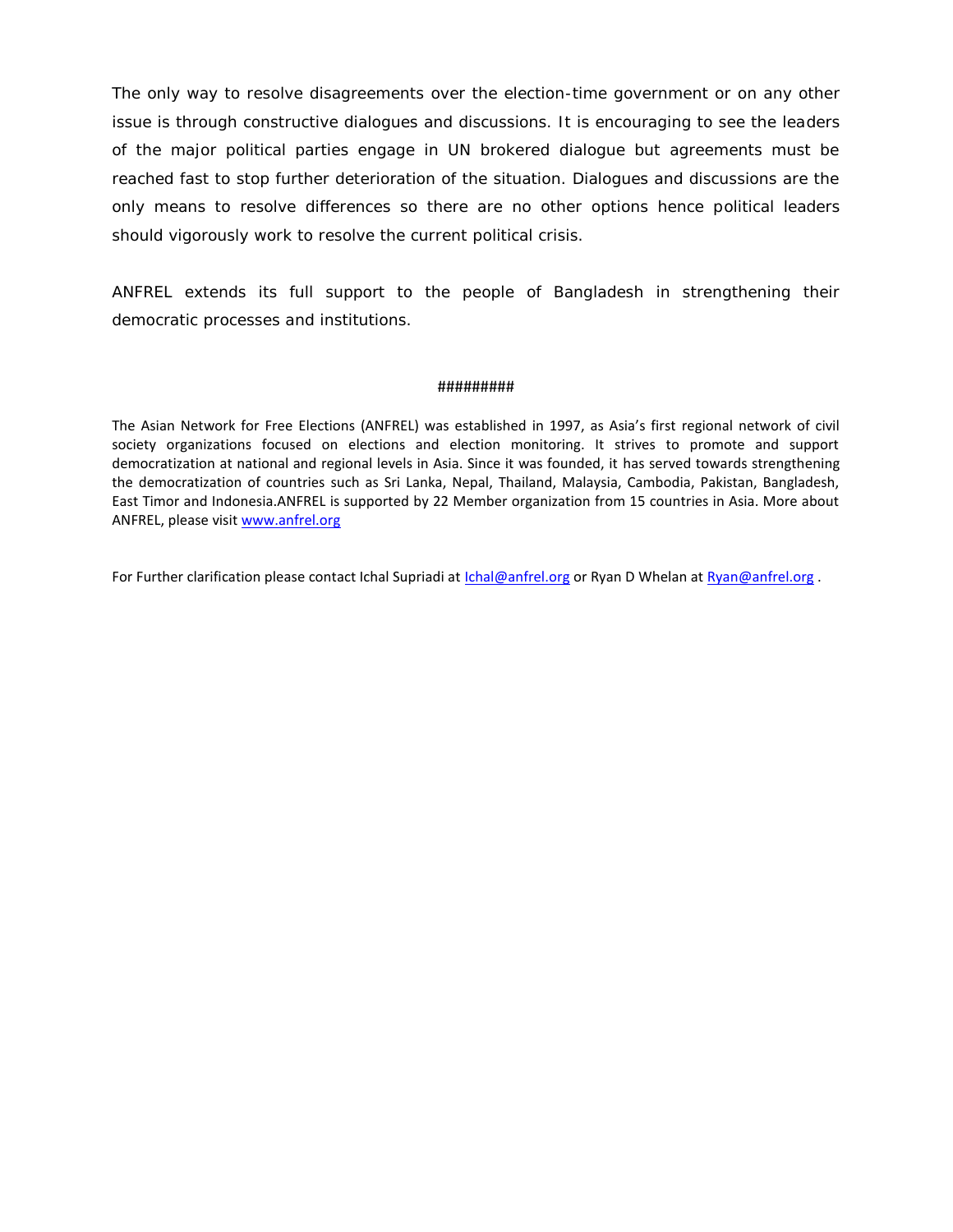The only way to resolve disagreements over the election-time government or on any other issue is through constructive dialogues and discussions. It is encouraging to see the leaders of the major political parties engage in UN brokered dialogue but agreements must be reached fast to stop further deterioration of the situation. Dialogues and discussions are the only means to resolve differences so there are no other options hence political leaders should vigorously work to resolve the current political crisis.

ANFREL extends its full support to the people of Bangladesh in strengthening their democratic processes and institutions.

#########

The Asian Network for Free Elections (ANFREL) was established in 1997, as Asia's first regional network of civil society organizations focused on elections and election monitoring. It strives to promote and support democratization at national and regional levels in Asia. Since it was founded, it has served towards strengthening the democratization of countries such as Sri Lanka, Nepal, Thailand, Malaysia, Cambodia, Pakistan, Bangladesh, East Timor and Indonesia.ANFREL is supported by 22 Member organization from 15 countries in Asia. More about ANFREL, please visit [www.anfrel.org](http://www.anfrel.org)

For Further clarification please contact Ichal Supriadi at [Ichal@anfrel.org](mailto:Ichal@anfrel.org) or Ryan D Whelan at [Ryan@anfrel.org](mailto:Ryan@anfrel.org) .